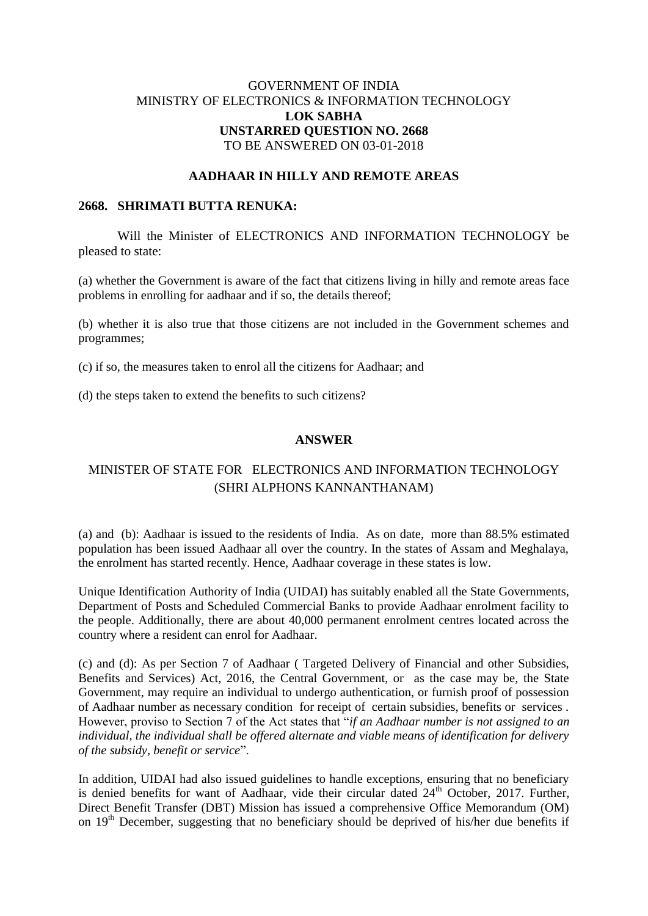GOVERNMENT OF INDIA
MINISTRY OF ELECTRONICS & INFORMATION TECHNOLOGY
**LOK SABHA**
**UNSTARRED QUESTION NO. 2668**
TO BE ANSWERED ON 03-01-2018

## AADHAAR IN HILLY AND REMOTE AREAS

**2668. SHRIMATI BUTTA RENUKA:**

Will the Minister of ELECTRONICS AND INFORMATION TECHNOLOGY be pleased to state:

(a) whether the Government is aware of the fact that citizens living in hilly and remote areas face problems in enrolling for aadhaar and if so, the details thereof;

(b) whether it is also true that those citizens are not included in the Government schemes and programmes;

(c) if so, the measures taken to enrol all the citizens for Aadhaar; and

(d) the steps taken to extend the benefits to such citizens?

## ANSWER

MINISTER OF STATE FOR ELECTRONICS AND INFORMATION TECHNOLOGY
(SHRI ALPHONS KANNANTHANAM)

(a) and (b): Aadhaar is issued to the residents of India. As on date, more than 88.5% estimated population has been issued Aadhaar all over the country. In the states of Assam and Meghalaya, the enrolment has started recently. Hence, Aadhaar coverage in these states is low.

Unique Identification Authority of India (UIDAI) has suitably enabled all the State Governments, Department of Posts and Scheduled Commercial Banks to provide Aadhaar enrolment facility to the people. Additionally, there are about 40,000 permanent enrolment centres located across the country where a resident can enrol for Aadhaar.

(c) and (d): As per Section 7 of Aadhaar ( Targeted Delivery of Financial and other Subsidies, Benefits and Services) Act, 2016, the Central Government, or as the case may be, the State Government, may require an individual to undergo authentication, or furnish proof of possession of Aadhaar number as necessary condition for receipt of certain subsidies, benefits or services . However, proviso to Section 7 of the Act states that "*if an Aadhaar number is not assigned to an individual, the individual shall be offered alternate and viable means of identification for delivery of the subsidy, benefit or service*".

In addition, UIDAI had also issued guidelines to handle exceptions, ensuring that no beneficiary is denied benefits for want of Aadhaar, vide their circular dated 24th October, 2017. Further, Direct Benefit Transfer (DBT) Mission has issued a comprehensive Office Memorandum (OM) on 19th December, suggesting that no beneficiary should be deprived of his/her due benefits if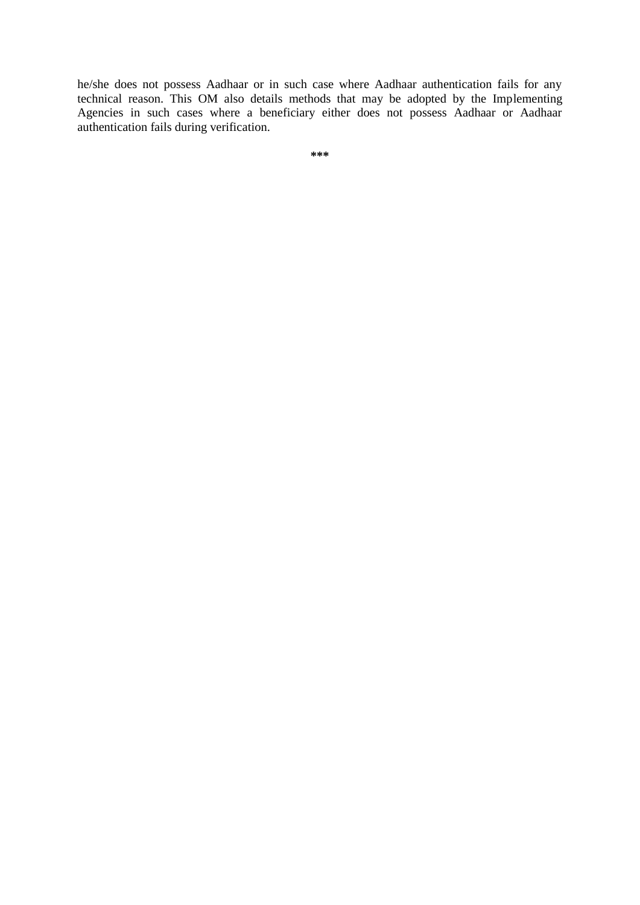he/she does not possess Aadhaar or in such case where Aadhaar authentication fails for any technical reason. This OM also details methods that may be adopted by the Implementing Agencies in such cases where a beneficiary either does not possess Aadhaar or Aadhaar authentication fails during verification.

***